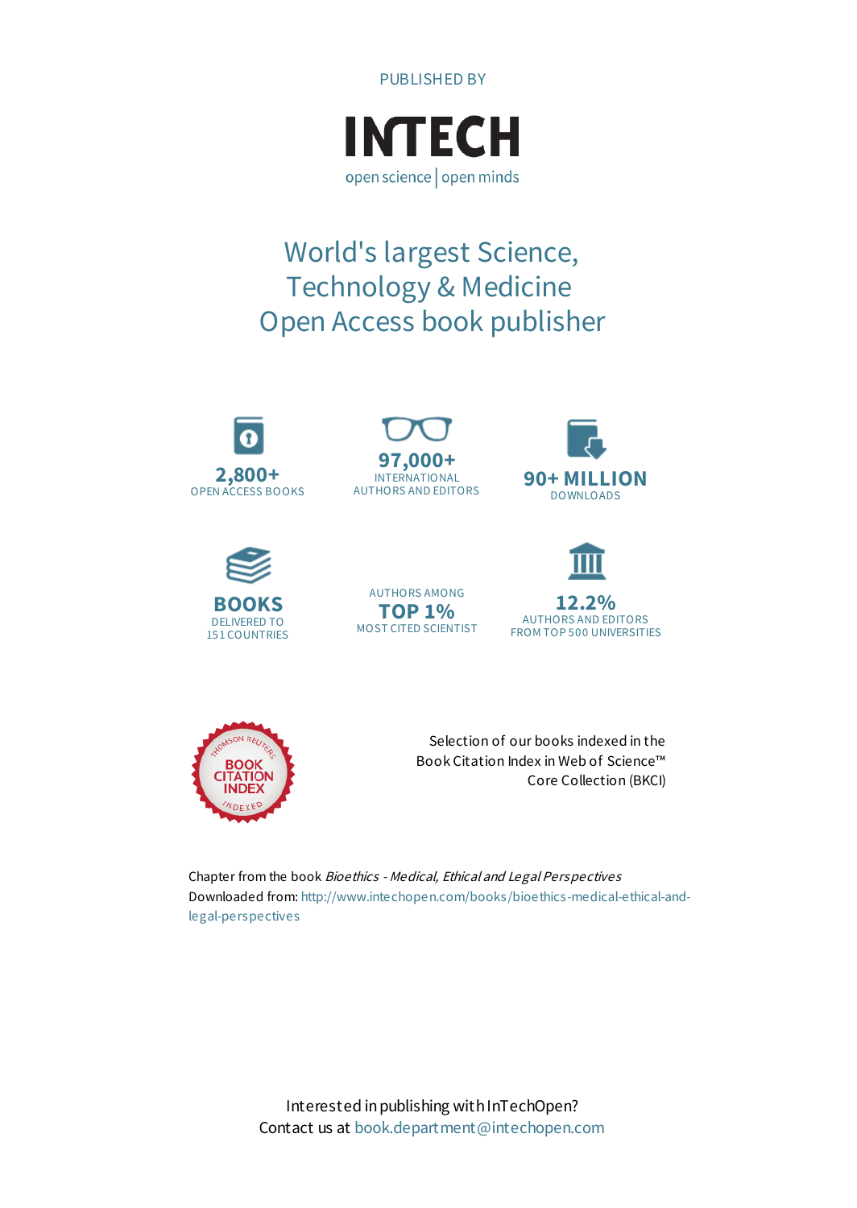PUBLISHED BY

# INTECH

open science | open minds

## World's largest Science, Technology & Medicine Open Access book publisher

**2,800+**
OPEN ACCESS BOOKS

**97,000+**
INTERNATIONAL AUTHORS AND EDITORS

**90+ MILLION**
DOWNLOADS

**BOOKS**
DELIVERED TO 151 COUNTRIES

AUTHORS AMONG
**TOP 1%**
MOST CITED SCIENTIST

**12.2%**
AUTHORS AND EDITORS FROM TOP 500 UNIVERSITIES

THOMSON REUTERS BOOK CITATION INDEX INDEXED

Selection of our books indexed in the Book Citation Index in Web of Science™ Core Collection (BKCI)

Chapter from the book *Bioethics - Medical, Ethical and Legal Perspectives*
Downloaded from: http://www.intechopen.com/books/bioethics-medical-ethical-and-legal-perspectives

Interested in publishing with InTechOpen?
Contact us at book.department@intechopen.com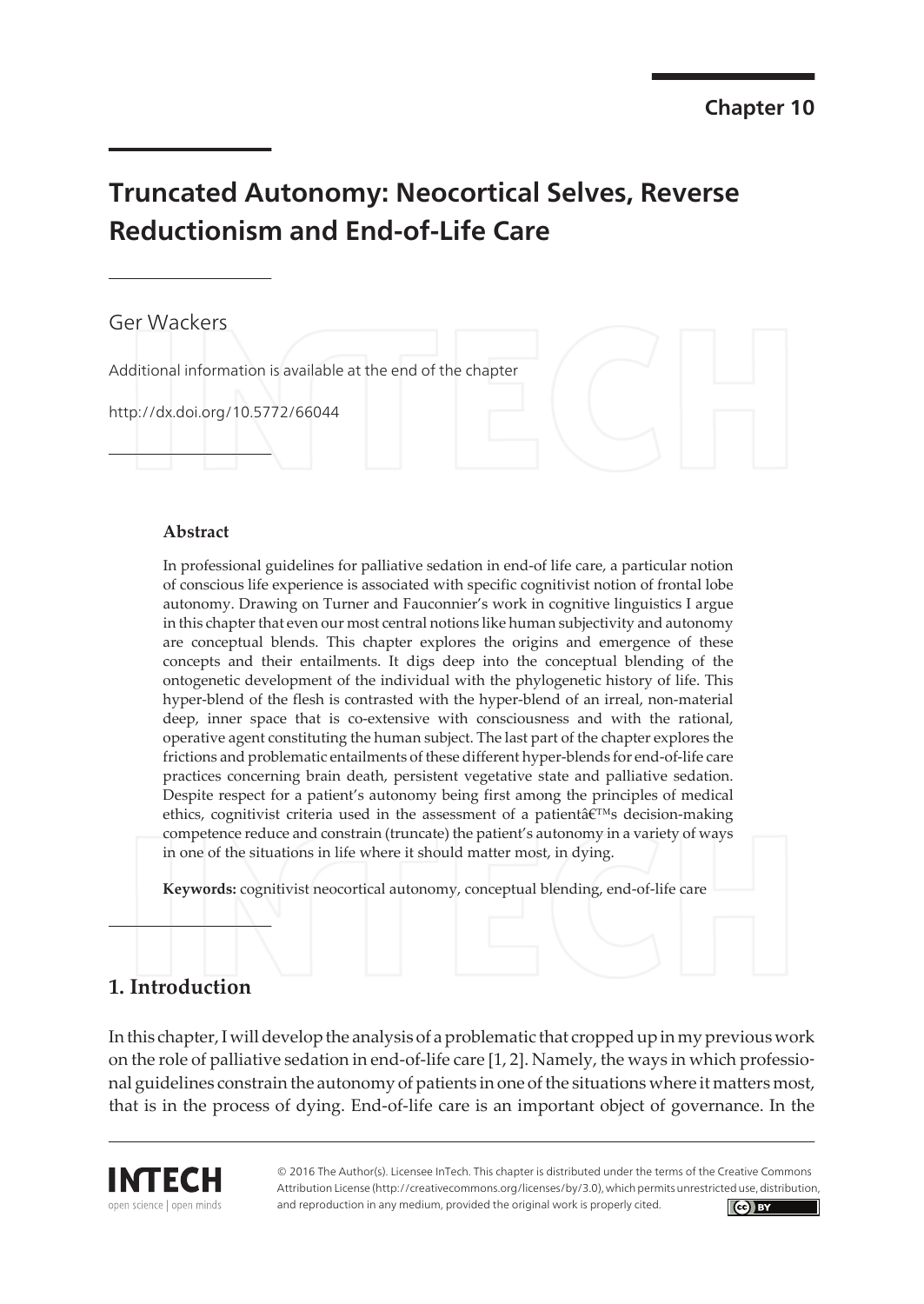Chapter 10

# Truncated Autonomy: Neocortical Selves, Reverse Reductionism and End-of-Life Care

Ger Wackers

Additional information is available at the end of the chapter

http://dx.doi.org/10.5772/66044

### Abstract

In professional guidelines for palliative sedation in end-of life care, a particular notion of conscious life experience is associated with specific cognitivist notion of frontal lobe autonomy. Drawing on Turner and Fauconnier's work in cognitive linguistics I argue in this chapter that even our most central notions like human subjectivity and autonomy are conceptual blends. This chapter explores the origins and emergence of these concepts and their entailments. It digs deep into the conceptual blending of the ontogenetic development of the individual with the phylogenetic history of life. This hyper-blend of the flesh is contrasted with the hyper-blend of an irreal, non-material deep, inner space that is co-extensive with consciousness and with the rational, operative agent constituting the human subject. The last part of the chapter explores the frictions and problematic entailments of these different hyper-blends for end-of-life care practices concerning brain death, persistent vegetative state and palliative sedation. Despite respect for a patient's autonomy being first among the principles of medical ethics, cognitivist criteria used in the assessment of a patientâ€™s decision-making competence reduce and constrain (truncate) the patient's autonomy in a variety of ways in one of the situations in life where it should matter most, in dying.

**Keywords:** cognitivist neocortical autonomy, conceptual blending, end-of-life care

## 1. Introduction

In this chapter, I will develop the analysis of a problematic that cropped up in my previous work on the role of palliative sedation in end-of-life care [1, 2]. Namely, the ways in which professional guidelines constrain the autonomy of patients in one of the situations where it matters most, that is in the process of dying. End-of-life care is an important object of governance. In the

© 2016 The Author(s). Licensee InTech. This chapter is distributed under the terms of the Creative Commons Attribution License (http://creativecommons.org/licenses/by/3.0), which permits unrestricted use, distribution, and reproduction in any medium, provided the original work is properly cited.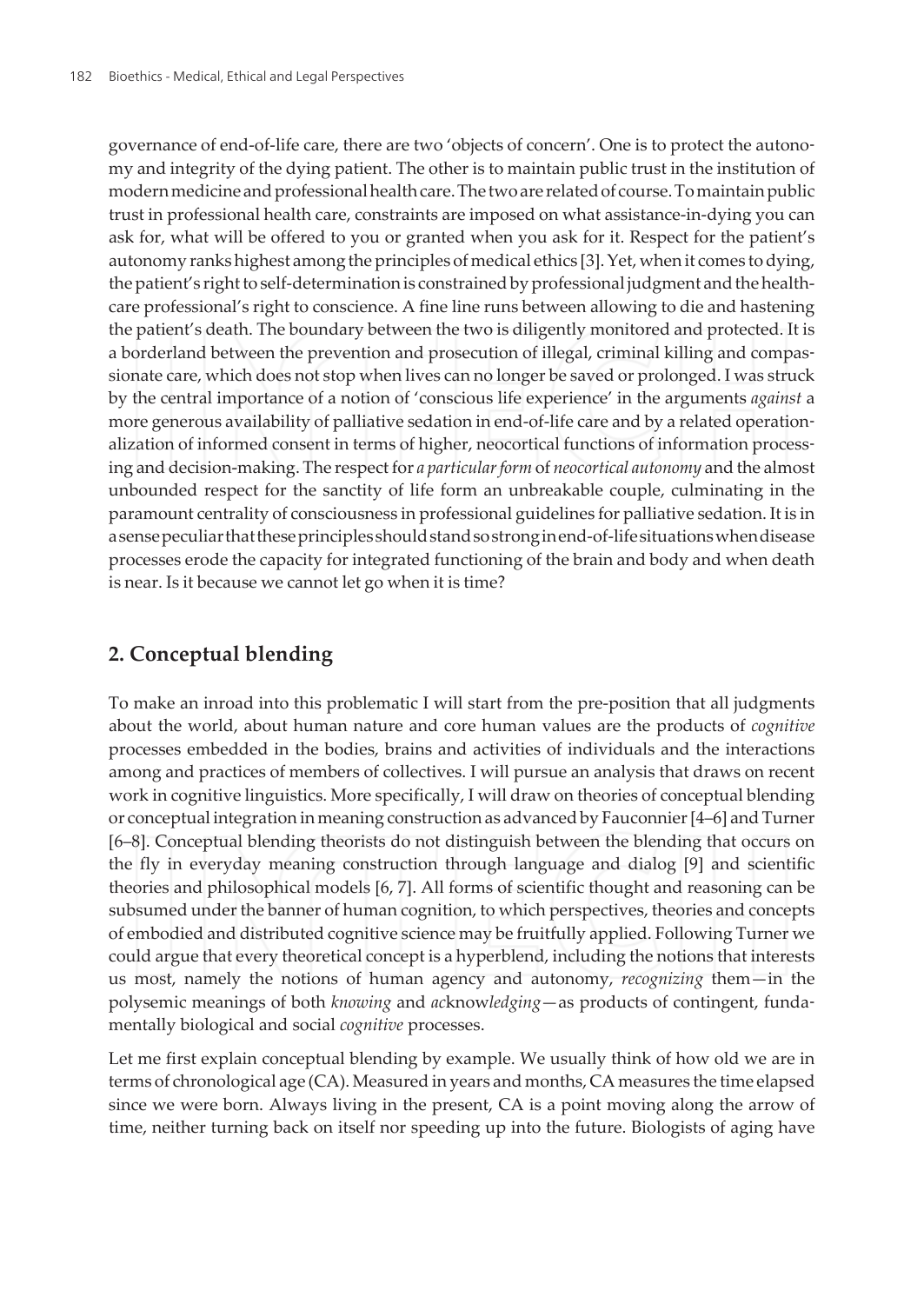governance of end-of-life care, there are two 'objects of concern'. One is to protect the autonomy and integrity of the dying patient. The other is to maintain public trust in the institution of modern medicine and professional health care. The two are related of course. To maintain public trust in professional health care, constraints are imposed on what assistance-in-dying you can ask for, what will be offered to you or granted when you ask for it. Respect for the patient's autonomy ranks highest among the principles of medical ethics [3]. Yet, when it comes to dying, the patient's right to self-determination is constrained by professional judgment and the healthcare professional's right to conscience. A fine line runs between allowing to die and hastening the patient's death. The boundary between the two is diligently monitored and protected. It is a borderland between the prevention and prosecution of illegal, criminal killing and compassionate care, which does not stop when lives can no longer be saved or prolonged. I was struck by the central importance of a notion of 'conscious life experience' in the arguments *against* a more generous availability of palliative sedation in end-of-life care and by a related operationalization of informed consent in terms of higher, neocortical functions of information processing and decision-making. The respect for *a particular form* of *neocortical autonomy* and the almost unbounded respect for the sanctity of life form an unbreakable couple, culminating in the paramount centrality of consciousness in professional guidelines for palliative sedation. It is in a sense peculiar that these principles should stand so strong in end-of-life situations when disease processes erode the capacity for integrated functioning of the brain and body and when death is near. Is it because we cannot let go when it is time?

## 2. Conceptual blending

To make an inroad into this problematic I will start from the pre-position that all judgments about the world, about human nature and core human values are the products of *cognitive* processes embedded in the bodies, brains and activities of individuals and the interactions among and practices of members of collectives. I will pursue an analysis that draws on recent work in cognitive linguistics. More specifically, I will draw on theories of conceptual blending or conceptual integration in meaning construction as advanced by Fauconnier [4–6] and Turner [6–8]. Conceptual blending theorists do not distinguish between the blending that occurs on the fly in everyday meaning construction through language and dialog [9] and scientific theories and philosophical models [6, 7]. All forms of scientific thought and reasoning can be subsumed under the banner of human cognition, to which perspectives, theories and concepts of embodied and distributed cognitive science may be fruitfully applied. Following Turner we could argue that every theoretical concept is a hyperblend, including the notions that interests us most, namely the notions of human agency and autonomy, *recognizing* them—in the polysemic meanings of both *knowing* and *ac*know*ledging*—as products of contingent, fundamentally biological and social *cognitive* processes.

Let me first explain conceptual blending by example. We usually think of how old we are in terms of chronological age (CA). Measured in years and months, CA measures the time elapsed since we were born. Always living in the present, CA is a point moving along the arrow of time, neither turning back on itself nor speeding up into the future. Biologists of aging have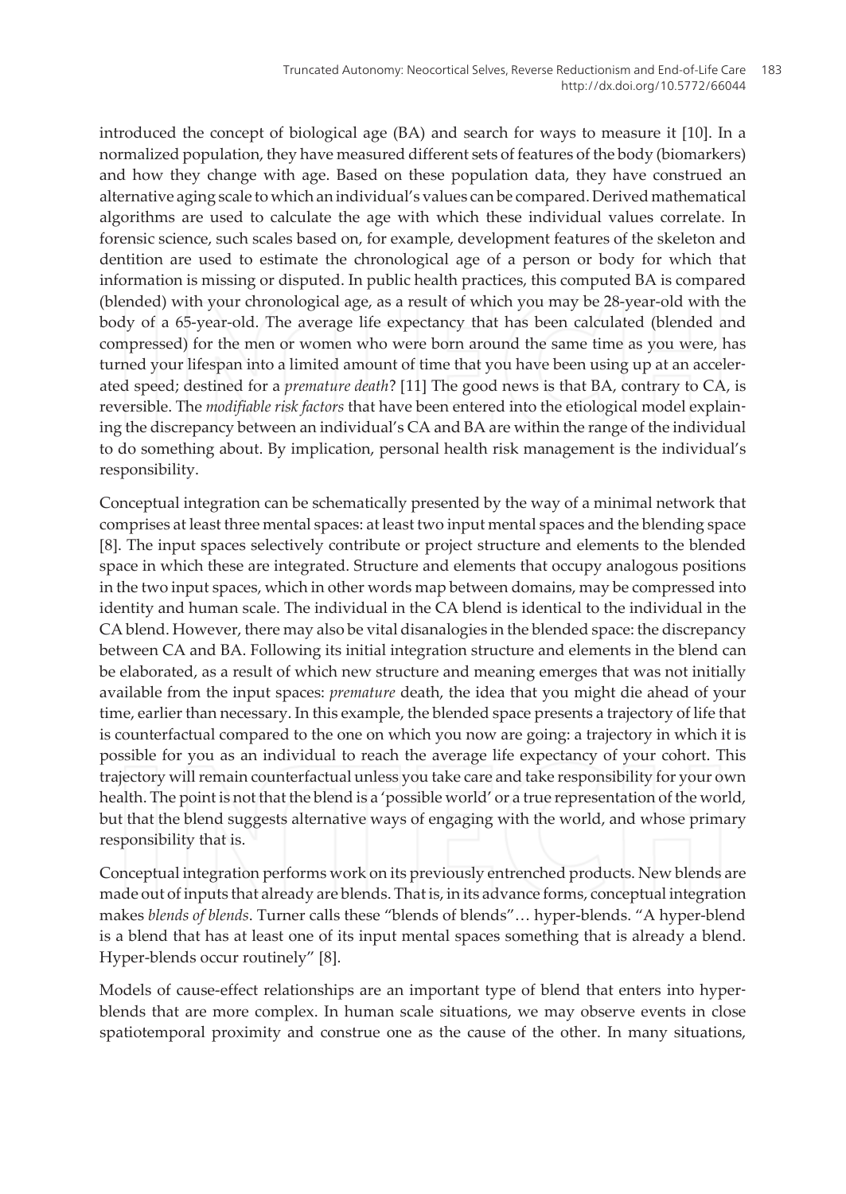introduced the concept of biological age (BA) and search for ways to measure it [10]. In a normalized population, they have measured different sets of features of the body (biomarkers) and how they change with age. Based on these population data, they have construed an alternative aging scale to which an individual's values can be compared. Derived mathematical algorithms are used to calculate the age with which these individual values correlate. In forensic science, such scales based on, for example, development features of the skeleton and dentition are used to estimate the chronological age of a person or body for which that information is missing or disputed. In public health practices, this computed BA is compared (blended) with your chronological age, as a result of which you may be 28-year-old with the body of a 65-year-old. The average life expectancy that has been calculated (blended and compressed) for the men or women who were born around the same time as you were, has turned your lifespan into a limited amount of time that you have been using up at an accelerated speed; destined for a *premature death*? [11] The good news is that BA, contrary to CA, is reversible. The *modifiable risk factors* that have been entered into the etiological model explaining the discrepancy between an individual's CA and BA are within the range of the individual to do something about. By implication, personal health risk management is the individual's responsibility.

Conceptual integration can be schematically presented by the way of a minimal network that comprises at least three mental spaces: at least two input mental spaces and the blending space [8]. The input spaces selectively contribute or project structure and elements to the blended space in which these are integrated. Structure and elements that occupy analogous positions in the two input spaces, which in other words map between domains, may be compressed into identity and human scale. The individual in the CA blend is identical to the individual in the CA blend. However, there may also be vital disanalogies in the blended space: the discrepancy between CA and BA. Following its initial integration structure and elements in the blend can be elaborated, as a result of which new structure and meaning emerges that was not initially available from the input spaces: *premature* death, the idea that you might die ahead of your time, earlier than necessary. In this example, the blended space presents a trajectory of life that is counterfactual compared to the one on which you now are going: a trajectory in which it is possible for you as an individual to reach the average life expectancy of your cohort. This trajectory will remain counterfactual unless you take care and take responsibility for your own health. The point is not that the blend is a 'possible world' or a true representation of the world, but that the blend suggests alternative ways of engaging with the world, and whose primary responsibility that is.

Conceptual integration performs work on its previously entrenched products. New blends are made out of inputs that already are blends. That is, in its advance forms, conceptual integration makes *blends of blends*. Turner calls these "blends of blends"… hyper-blends. "A hyper-blend is a blend that has at least one of its input mental spaces something that is already a blend. Hyper-blends occur routinely" [8].

Models of cause-effect relationships are an important type of blend that enters into hyper-blends that are more complex. In human scale situations, we may observe events in close spatiotemporal proximity and construe one as the cause of the other. In many situations,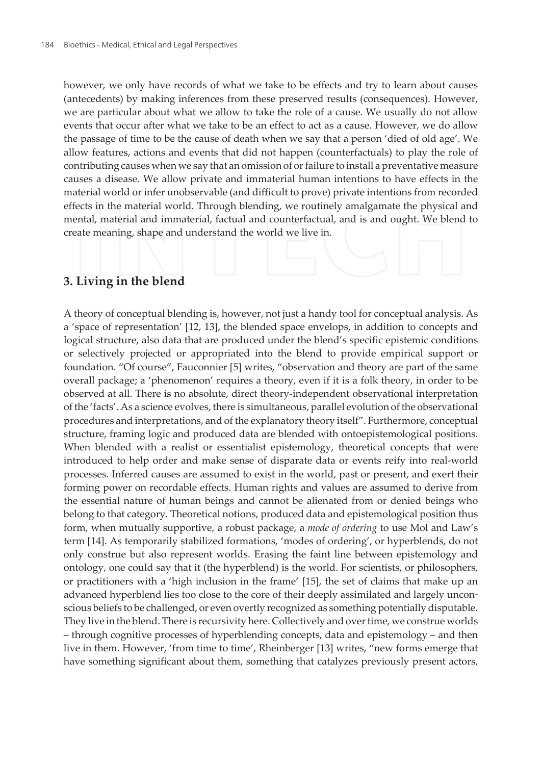however, we only have records of what we take to be effects and try to learn about causes (antecedents) by making inferences from these preserved results (consequences). However, we are particular about what we allow to take the role of a cause. We usually do not allow events that occur after what we take to be an effect to act as a cause. However, we do allow the passage of time to be the cause of death when we say that a person 'died of old age'. We allow features, actions and events that did not happen (counterfactuals) to play the role of contributing causes when we say that an omission of or failure to install a preventative measure causes a disease. We allow private and immaterial human intentions to have effects in the material world or infer unobservable (and difficult to prove) private intentions from recorded effects in the material world. Through blending, we routinely amalgamate the physical and mental, material and immaterial, factual and counterfactual, and is and ought. We blend to create meaning, shape and understand the world we live in.

## 3. Living in the blend

A theory of conceptual blending is, however, not just a handy tool for conceptual analysis. As a 'space of representation' [12, 13], the blended space envelops, in addition to concepts and logical structure, also data that are produced under the blend's specific epistemic conditions or selectively projected or appropriated into the blend to provide empirical support or foundation. "Of course", Fauconnier [5] writes, "observation and theory are part of the same overall package; a 'phenomenon' requires a theory, even if it is a folk theory, in order to be observed at all. There is no absolute, direct theory-independent observational interpretation of the 'facts'. As a science evolves, there is simultaneous, parallel evolution of the observational procedures and interpretations, and of the explanatory theory itself". Furthermore, conceptual structure, framing logic and produced data are blended with ontoepistemological positions. When blended with a realist or essentialist epistemology, theoretical concepts that were introduced to help order and make sense of disparate data or events reify into real-world processes. Inferred causes are assumed to exist in the world, past or present, and exert their forming power on recordable effects. Human rights and values are assumed to derive from the essential nature of human beings and cannot be alienated from or denied beings who belong to that category. Theoretical notions, produced data and epistemological position thus form, when mutually supportive, a robust package, a *mode of ordering* to use Mol and Law's term [14]. As temporarily stabilized formations, 'modes of ordering', or hyperblends, do not only construe but also represent worlds. Erasing the faint line between epistemology and ontology, one could say that it (the hyperblend) is the world. For scientists, or philosophers, or practitioners with a 'high inclusion in the frame' [15], the set of claims that make up an advanced hyperblend lies too close to the core of their deeply assimilated and largely unconscious beliefs to be challenged, or even overtly recognized as something potentially disputable. They live in the blend. There is recursivity here. Collectively and over time, we construe worlds – through cognitive processes of hyperblending concepts, data and epistemology – and then live in them. However, 'from time to time', Rheinberger [13] writes, "new forms emerge that have something significant about them, something that catalyzes previously present actors,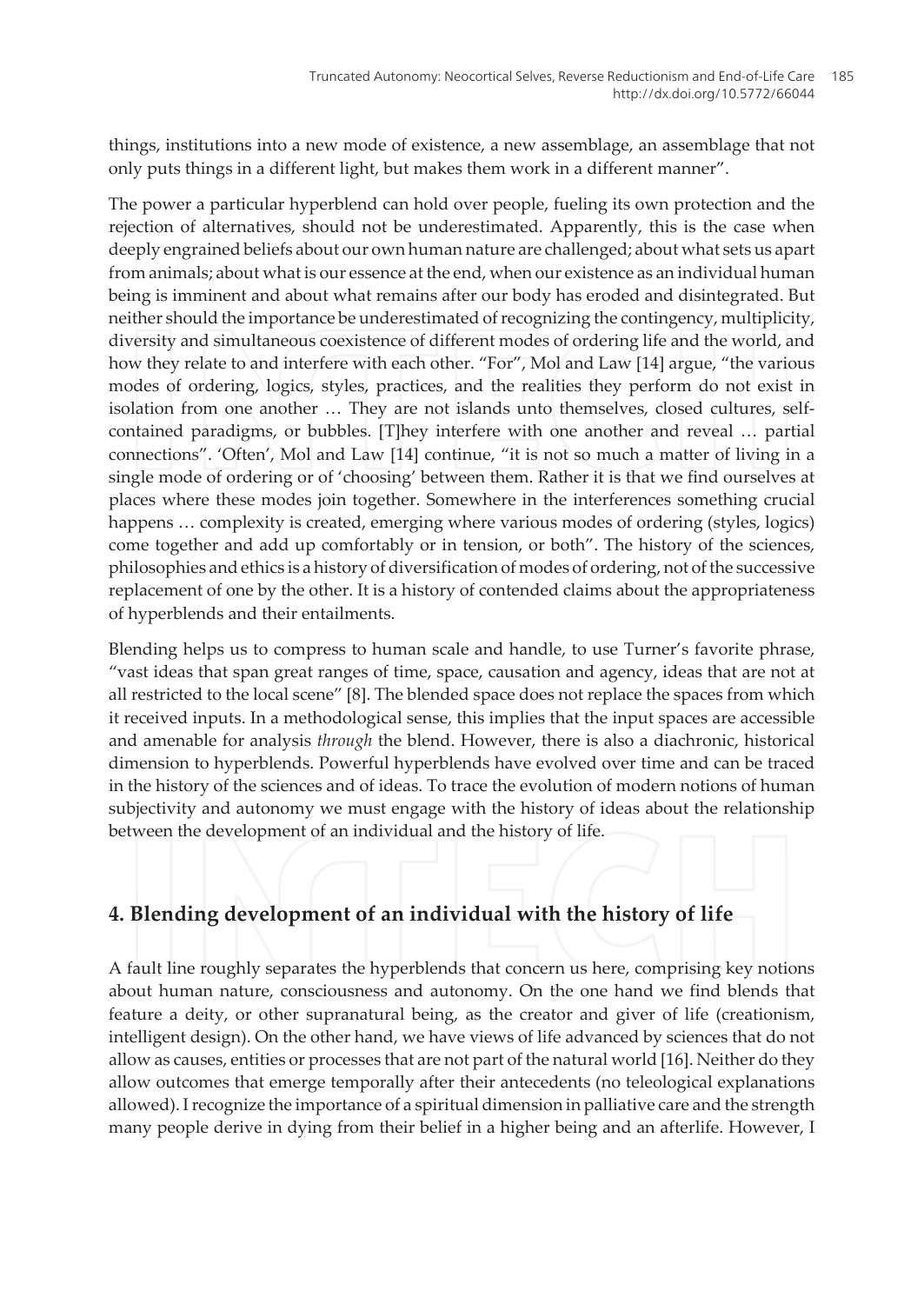things, institutions into a new mode of existence, a new assemblage, an assemblage that not only puts things in a different light, but makes them work in a different manner".

The power a particular hyperblend can hold over people, fueling its own protection and the rejection of alternatives, should not be underestimated. Apparently, this is the case when deeply engrained beliefs about our own human nature are challenged; about what sets us apart from animals; about what is our essence at the end, when our existence as an individual human being is imminent and about what remains after our body has eroded and disintegrated. But neither should the importance be underestimated of recognizing the contingency, multiplicity, diversity and simultaneous coexistence of different modes of ordering life and the world, and how they relate to and interfere with each other. "For", Mol and Law [14] argue, "the various modes of ordering, logics, styles, practices, and the realities they perform do not exist in isolation from one another … They are not islands unto themselves, closed cultures, self-contained paradigms, or bubbles. [T]hey interfere with one another and reveal … partial connections". 'Often', Mol and Law [14] continue, "it is not so much a matter of living in a single mode of ordering or of 'choosing' between them. Rather it is that we find ourselves at places where these modes join together. Somewhere in the interferences something crucial happens … complexity is created, emerging where various modes of ordering (styles, logics) come together and add up comfortably or in tension, or both". The history of the sciences, philosophies and ethics is a history of diversification of modes of ordering, not of the successive replacement of one by the other. It is a history of contended claims about the appropriateness of hyperblends and their entailments.

Blending helps us to compress to human scale and handle, to use Turner's favorite phrase, "vast ideas that span great ranges of time, space, causation and agency, ideas that are not at all restricted to the local scene" [8]. The blended space does not replace the spaces from which it received inputs. In a methodological sense, this implies that the input spaces are accessible and amenable for analysis *through* the blend. However, there is also a diachronic, historical dimension to hyperblends. Powerful hyperblends have evolved over time and can be traced in the history of the sciences and of ideas. To trace the evolution of modern notions of human subjectivity and autonomy we must engage with the history of ideas about the relationship between the development of an individual and the history of life.

## 4. Blending development of an individual with the history of life

A fault line roughly separates the hyperblends that concern us here, comprising key notions about human nature, consciousness and autonomy. On the one hand we find blends that feature a deity, or other supranatural being, as the creator and giver of life (creationism, intelligent design). On the other hand, we have views of life advanced by sciences that do not allow as causes, entities or processes that are not part of the natural world [16]. Neither do they allow outcomes that emerge temporally after their antecedents (no teleological explanations allowed). I recognize the importance of a spiritual dimension in palliative care and the strength many people derive in dying from their belief in a higher being and an afterlife. However, I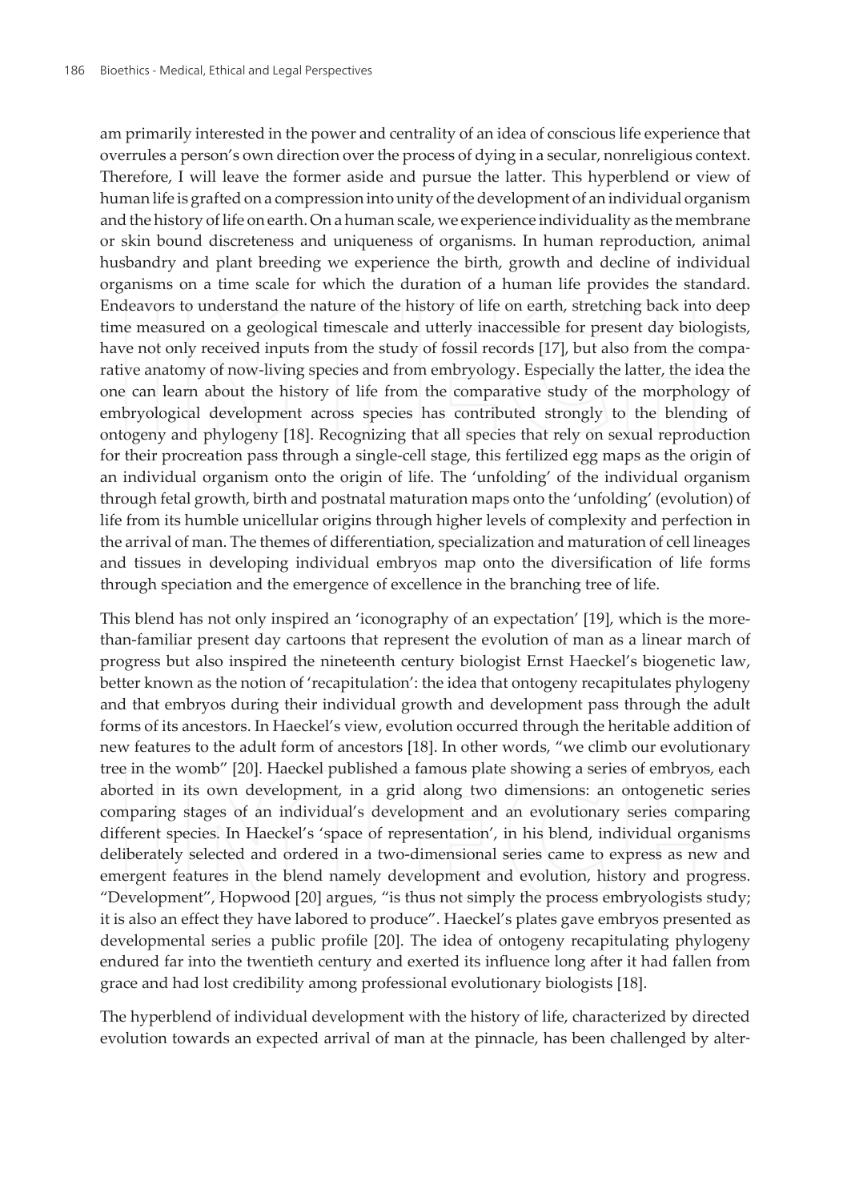am primarily interested in the power and centrality of an idea of conscious life experience that overrules a person's own direction over the process of dying in a secular, nonreligious context. Therefore, I will leave the former aside and pursue the latter. This hyperblend or view of human life is grafted on a compression into unity of the development of an individual organism and the history of life on earth. On a human scale, we experience individuality as the membrane or skin bound discreteness and uniqueness of organisms. In human reproduction, animal husbandry and plant breeding we experience the birth, growth and decline of individual organisms on a time scale for which the duration of a human life provides the standard. Endeavors to understand the nature of the history of life on earth, stretching back into deep time measured on a geological timescale and utterly inaccessible for present day biologists, have not only received inputs from the study of fossil records [17], but also from the comparative anatomy of now-living species and from embryology. Especially the latter, the idea the one can learn about the history of life from the comparative study of the morphology of embryological development across species has contributed strongly to the blending of ontogeny and phylogeny [18]. Recognizing that all species that rely on sexual reproduction for their procreation pass through a single-cell stage, this fertilized egg maps as the origin of an individual organism onto the origin of life. The 'unfolding' of the individual organism through fetal growth, birth and postnatal maturation maps onto the 'unfolding' (evolution) of life from its humble unicellular origins through higher levels of complexity and perfection in the arrival of man. The themes of differentiation, specialization and maturation of cell lineages and tissues in developing individual embryos map onto the diversification of life forms through speciation and the emergence of excellence in the branching tree of life.

This blend has not only inspired an 'iconography of an expectation' [19], which is the more-than-familiar present day cartoons that represent the evolution of man as a linear march of progress but also inspired the nineteenth century biologist Ernst Haeckel's biogenetic law, better known as the notion of 'recapitulation': the idea that ontogeny recapitulates phylogeny and that embryos during their individual growth and development pass through the adult forms of its ancestors. In Haeckel's view, evolution occurred through the heritable addition of new features to the adult form of ancestors [18]. In other words, "we climb our evolutionary tree in the womb" [20]. Haeckel published a famous plate showing a series of embryos, each aborted in its own development, in a grid along two dimensions: an ontogenetic series comparing stages of an individual's development and an evolutionary series comparing different species. In Haeckel's 'space of representation', in his blend, individual organisms deliberately selected and ordered in a two-dimensional series came to express as new and emergent features in the blend namely development and evolution, history and progress. "Development", Hopwood [20] argues, "is thus not simply the process embryologists study; it is also an effect they have labored to produce". Haeckel's plates gave embryos presented as developmental series a public profile [20]. The idea of ontogeny recapitulating phylogeny endured far into the twentieth century and exerted its influence long after it had fallen from grace and had lost credibility among professional evolutionary biologists [18].

The hyperblend of individual development with the history of life, characterized by directed evolution towards an expected arrival of man at the pinnacle, has been challenged by alter-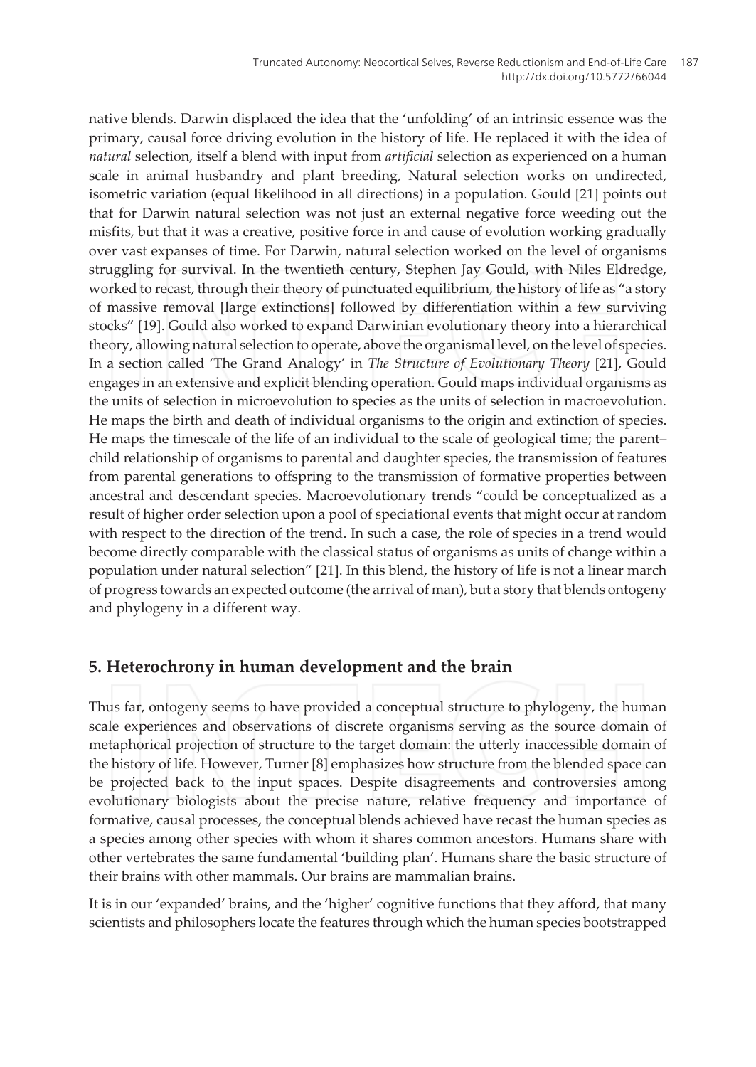native blends. Darwin displaced the idea that the 'unfolding' of an intrinsic essence was the primary, causal force driving evolution in the history of life. He replaced it with the idea of *natural* selection, itself a blend with input from *artificial* selection as experienced on a human scale in animal husbandry and plant breeding, Natural selection works on undirected, isometric variation (equal likelihood in all directions) in a population. Gould [21] points out that for Darwin natural selection was not just an external negative force weeding out the misfits, but that it was a creative, positive force in and cause of evolution working gradually over vast expanses of time. For Darwin, natural selection worked on the level of organisms struggling for survival. In the twentieth century, Stephen Jay Gould, with Niles Eldredge, worked to recast, through their theory of punctuated equilibrium, the history of life as "a story of massive removal [large extinctions] followed by differentiation within a few surviving stocks" [19]. Gould also worked to expand Darwinian evolutionary theory into a hierarchical theory, allowing natural selection to operate, above the organismal level, on the level of species. In a section called 'The Grand Analogy' in *The Structure of Evolutionary Theory* [21], Gould engages in an extensive and explicit blending operation. Gould maps individual organisms as the units of selection in microevolution to species as the units of selection in macroevolution. He maps the birth and death of individual organisms to the origin and extinction of species. He maps the timescale of the life of an individual to the scale of geological time; the parent–child relationship of organisms to parental and daughter species, the transmission of features from parental generations to offspring to the transmission of formative properties between ancestral and descendant species. Macroevolutionary trends "could be conceptualized as a result of higher order selection upon a pool of speciational events that might occur at random with respect to the direction of the trend. In such a case, the role of species in a trend would become directly comparable with the classical status of organisms as units of change within a population under natural selection" [21]. In this blend, the history of life is not a linear march of progress towards an expected outcome (the arrival of man), but a story that blends ontogeny and phylogeny in a different way.

## 5. Heterochrony in human development and the brain

Thus far, ontogeny seems to have provided a conceptual structure to phylogeny, the human scale experiences and observations of discrete organisms serving as the source domain of metaphorical projection of structure to the target domain: the utterly inaccessible domain of the history of life. However, Turner [8] emphasizes how structure from the blended space can be projected back to the input spaces. Despite disagreements and controversies among evolutionary biologists about the precise nature, relative frequency and importance of formative, causal processes, the conceptual blends achieved have recast the human species as a species among other species with whom it shares common ancestors. Humans share with other vertebrates the same fundamental 'building plan'. Humans share the basic structure of their brains with other mammals. Our brains are mammalian brains.

It is in our 'expanded' brains, and the 'higher' cognitive functions that they afford, that many scientists and philosophers locate the features through which the human species bootstrapped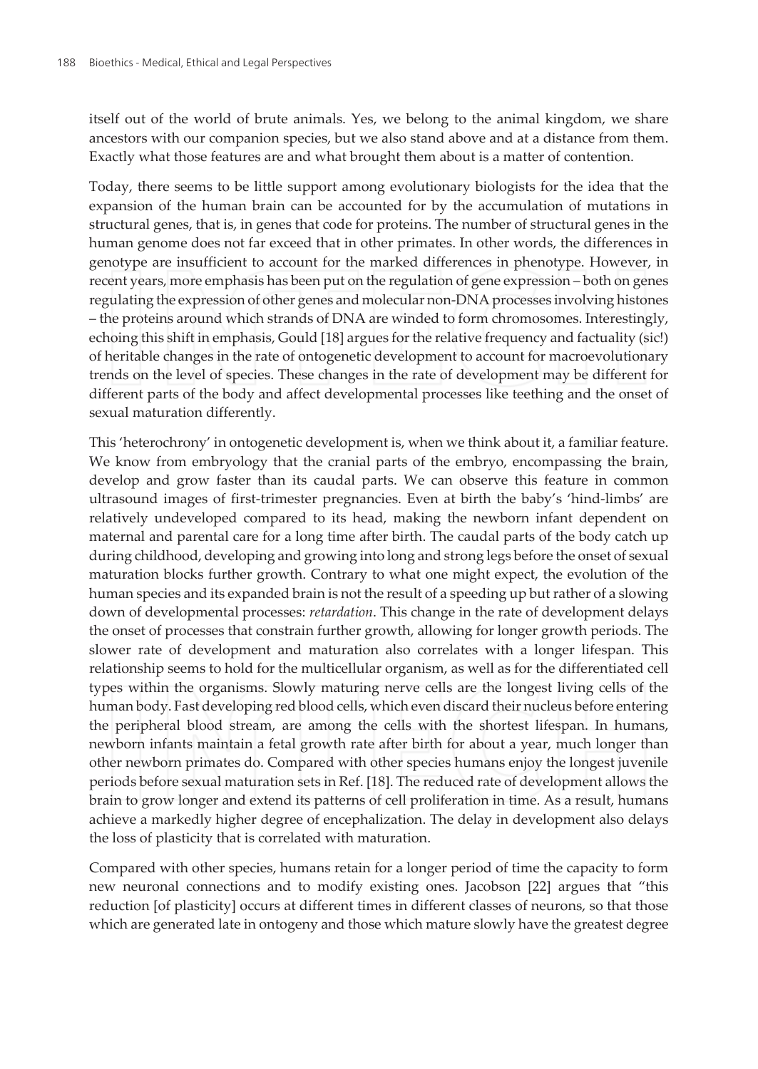itself out of the world of brute animals. Yes, we belong to the animal kingdom, we share ancestors with our companion species, but we also stand above and at a distance from them. Exactly what those features are and what brought them about is a matter of contention.

Today, there seems to be little support among evolutionary biologists for the idea that the expansion of the human brain can be accounted for by the accumulation of mutations in structural genes, that is, in genes that code for proteins. The number of structural genes in the human genome does not far exceed that in other primates. In other words, the differences in genotype are insufficient to account for the marked differences in phenotype. However, in recent years, more emphasis has been put on the regulation of gene expression – both on genes regulating the expression of other genes and molecular non-DNA processes involving histones – the proteins around which strands of DNA are winded to form chromosomes. Interestingly, echoing this shift in emphasis, Gould [18] argues for the relative frequency and factuality (sic!) of heritable changes in the rate of ontogenetic development to account for macroevolutionary trends on the level of species. These changes in the rate of development may be different for different parts of the body and affect developmental processes like teething and the onset of sexual maturation differently.

This 'heterochrony' in ontogenetic development is, when we think about it, a familiar feature. We know from embryology that the cranial parts of the embryo, encompassing the brain, develop and grow faster than its caudal parts. We can observe this feature in common ultrasound images of first-trimester pregnancies. Even at birth the baby's 'hind-limbs' are relatively undeveloped compared to its head, making the newborn infant dependent on maternal and parental care for a long time after birth. The caudal parts of the body catch up during childhood, developing and growing into long and strong legs before the onset of sexual maturation blocks further growth. Contrary to what one might expect, the evolution of the human species and its expanded brain is not the result of a speeding up but rather of a slowing down of developmental processes: *retardation*. This change in the rate of development delays the onset of processes that constrain further growth, allowing for longer growth periods. The slower rate of development and maturation also correlates with a longer lifespan. This relationship seems to hold for the multicellular organism, as well as for the differentiated cell types within the organisms. Slowly maturing nerve cells are the longest living cells of the human body. Fast developing red blood cells, which even discard their nucleus before entering the peripheral blood stream, are among the cells with the shortest lifespan. In humans, newborn infants maintain a fetal growth rate after birth for about a year, much longer than other newborn primates do. Compared with other species humans enjoy the longest juvenile periods before sexual maturation sets in Ref. [18]. The reduced rate of development allows the brain to grow longer and extend its patterns of cell proliferation in time. As a result, humans achieve a markedly higher degree of encephalization. The delay in development also delays the loss of plasticity that is correlated with maturation.

Compared with other species, humans retain for a longer period of time the capacity to form new neuronal connections and to modify existing ones. Jacobson [22] argues that "this reduction [of plasticity] occurs at different times in different classes of neurons, so that those which are generated late in ontogeny and those which mature slowly have the greatest degree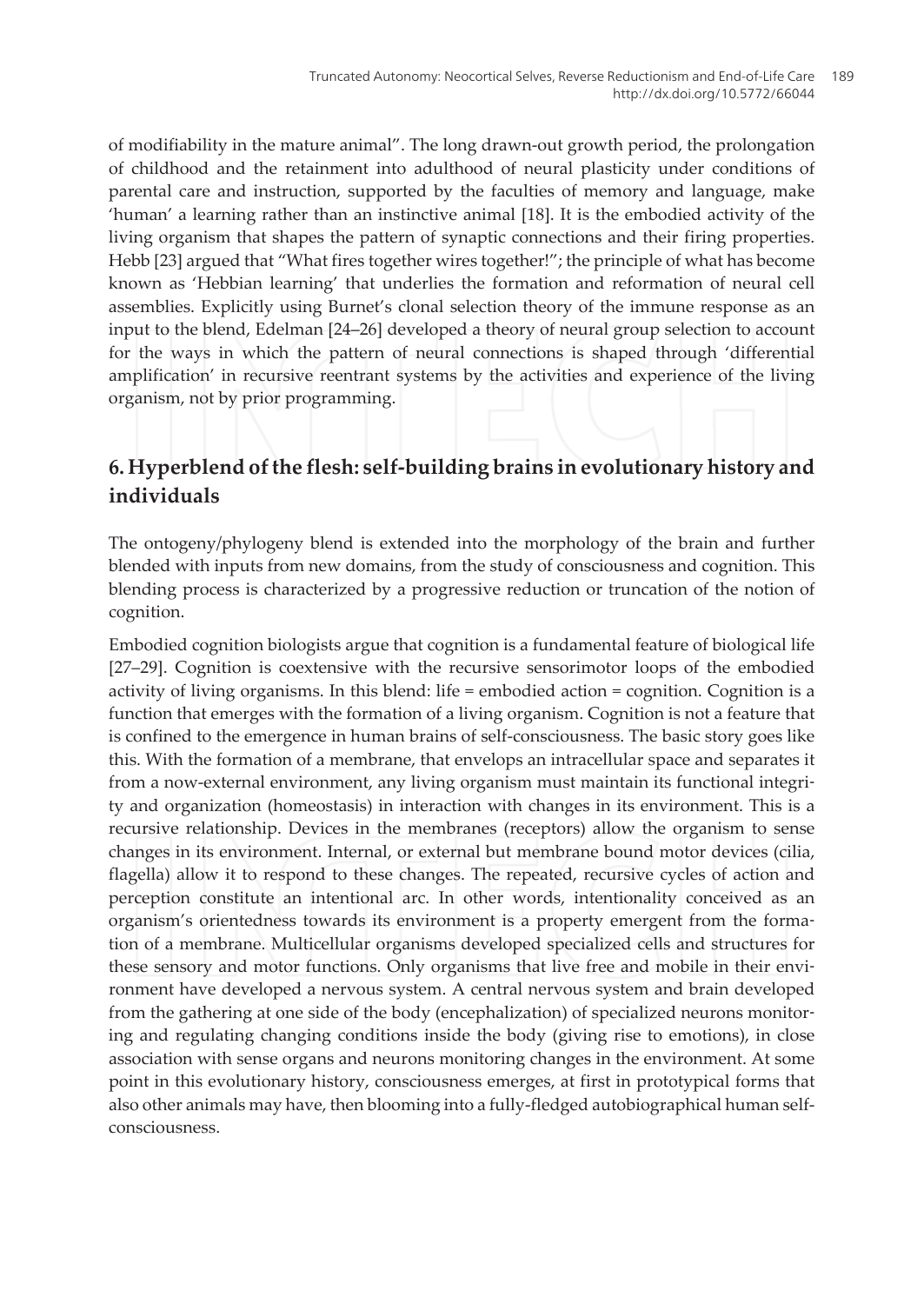of modifiability in the mature animal". The long drawn-out growth period, the prolongation of childhood and the retainment into adulthood of neural plasticity under conditions of parental care and instruction, supported by the faculties of memory and language, make 'human' a learning rather than an instinctive animal [18]. It is the embodied activity of the living organism that shapes the pattern of synaptic connections and their firing properties. Hebb [23] argued that "What fires together wires together!"; the principle of what has become known as 'Hebbian learning' that underlies the formation and reformation of neural cell assemblies. Explicitly using Burnet's clonal selection theory of the immune response as an input to the blend, Edelman [24–26] developed a theory of neural group selection to account for the ways in which the pattern of neural connections is shaped through 'differential amplification' in recursive reentrant systems by the activities and experience of the living organism, not by prior programming.

## 6. Hyperblend of the flesh: self-building brains in evolutionary history and individuals

The ontogeny/phylogeny blend is extended into the morphology of the brain and further blended with inputs from new domains, from the study of consciousness and cognition. This blending process is characterized by a progressive reduction or truncation of the notion of cognition.

Embodied cognition biologists argue that cognition is a fundamental feature of biological life [27–29]. Cognition is coextensive with the recursive sensorimotor loops of the embodied activity of living organisms. In this blend: life = embodied action = cognition. Cognition is a function that emerges with the formation of a living organism. Cognition is not a feature that is confined to the emergence in human brains of self-consciousness. The basic story goes like this. With the formation of a membrane, that envelops an intracellular space and separates it from a now-external environment, any living organism must maintain its functional integrity and organization (homeostasis) in interaction with changes in its environment. This is a recursive relationship. Devices in the membranes (receptors) allow the organism to sense changes in its environment. Internal, or external but membrane bound motor devices (cilia, flagella) allow it to respond to these changes. The repeated, recursive cycles of action and perception constitute an intentional arc. In other words, intentionality conceived as an organism's orientedness towards its environment is a property emergent from the formation of a membrane. Multicellular organisms developed specialized cells and structures for these sensory and motor functions. Only organisms that live free and mobile in their environment have developed a nervous system. A central nervous system and brain developed from the gathering at one side of the body (encephalization) of specialized neurons monitoring and regulating changing conditions inside the body (giving rise to emotions), in close association with sense organs and neurons monitoring changes in the environment. At some point in this evolutionary history, consciousness emerges, at first in prototypical forms that also other animals may have, then blooming into a fully-fledged autobiographical human self-consciousness.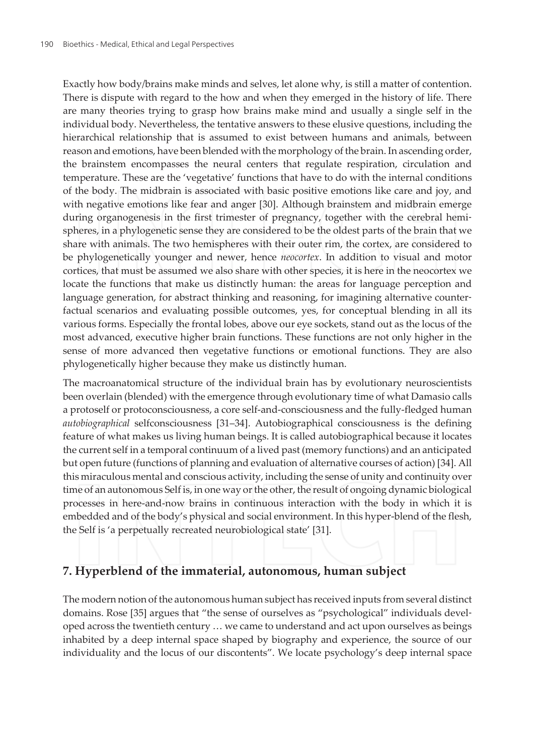Exactly how body/brains make minds and selves, let alone why, is still a matter of contention. There is dispute with regard to the how and when they emerged in the history of life. There are many theories trying to grasp how brains make mind and usually a single self in the individual body. Nevertheless, the tentative answers to these elusive questions, including the hierarchical relationship that is assumed to exist between humans and animals, between reason and emotions, have been blended with the morphology of the brain. In ascending order, the brainstem encompasses the neural centers that regulate respiration, circulation and temperature. These are the 'vegetative' functions that have to do with the internal conditions of the body. The midbrain is associated with basic positive emotions like care and joy, and with negative emotions like fear and anger [30]. Although brainstem and midbrain emerge during organogenesis in the first trimester of pregnancy, together with the cerebral hemispheres, in a phylogenetic sense they are considered to be the oldest parts of the brain that we share with animals. The two hemispheres with their outer rim, the cortex, are considered to be phylogenetically younger and newer, hence *neocortex*. In addition to visual and motor cortices, that must be assumed we also share with other species, it is here in the neocortex we locate the functions that make us distinctly human: the areas for language perception and language generation, for abstract thinking and reasoning, for imagining alternative counterfactual scenarios and evaluating possible outcomes, yes, for conceptual blending in all its various forms. Especially the frontal lobes, above our eye sockets, stand out as the locus of the most advanced, executive higher brain functions. These functions are not only higher in the sense of more advanced then vegetative functions or emotional functions. They are also phylogenetically higher because they make us distinctly human.

The macroanatomical structure of the individual brain has by evolutionary neuroscientists been overlain (blended) with the emergence through evolutionary time of what Damasio calls a protoself or protoconsciousness, a core self-and-consciousness and the fully-fledged human *autobiographical* selfconsciousness [31–34]. Autobiographical consciousness is the defining feature of what makes us living human beings. It is called autobiographical because it locates the current self in a temporal continuum of a lived past (memory functions) and an anticipated but open future (functions of planning and evaluation of alternative courses of action) [34]. All this miraculous mental and conscious activity, including the sense of unity and continuity over time of an autonomous Self is, in one way or the other, the result of ongoing dynamic biological processes in here-and-now brains in continuous interaction with the body in which it is embedded and of the body's physical and social environment. In this hyper-blend of the flesh, the Self is 'a perpetually recreated neurobiological state' [31].

## 7. Hyperblend of the immaterial, autonomous, human subject

The modern notion of the autonomous human subject has received inputs from several distinct domains. Rose [35] argues that "the sense of ourselves as "psychological" individuals developed across the twentieth century … we came to understand and act upon ourselves as beings inhabited by a deep internal space shaped by biography and experience, the source of our individuality and the locus of our discontents". We locate psychology's deep internal space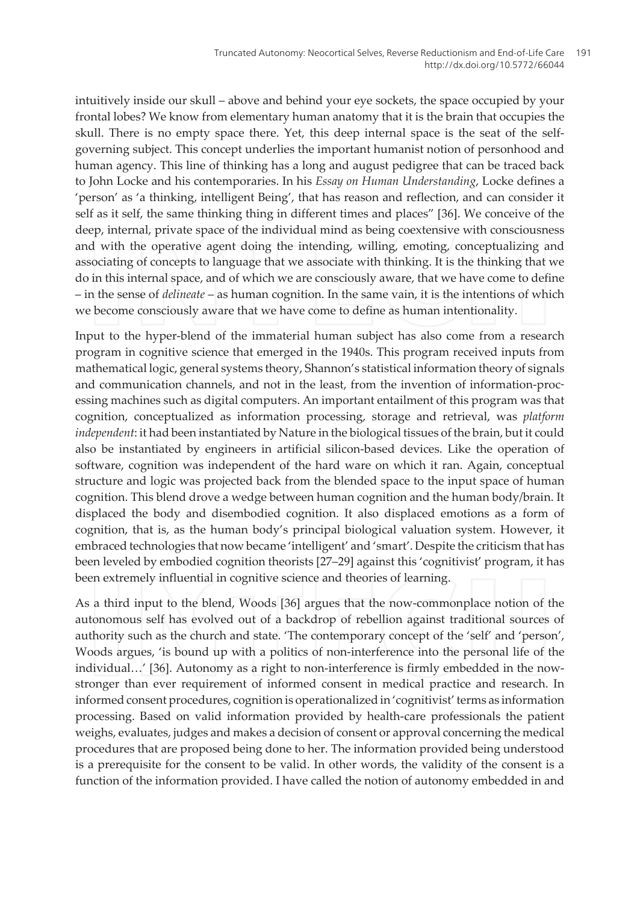intuitively inside our skull – above and behind your eye sockets, the space occupied by your frontal lobes? We know from elementary human anatomy that it is the brain that occupies the skull. There is no empty space there. Yet, this deep internal space is the seat of the self-governing subject. This concept underlies the important humanist notion of personhood and human agency. This line of thinking has a long and august pedigree that can be traced back to John Locke and his contemporaries. In his *Essay on Human Understanding*, Locke defines a 'person' as 'a thinking, intelligent Being', that has reason and reflection, and can consider it self as it self, the same thinking thing in different times and places" [36]. We conceive of the deep, internal, private space of the individual mind as being coextensive with consciousness and with the operative agent doing the intending, willing, emoting, conceptualizing and associating of concepts to language that we associate with thinking. It is the thinking that we do in this internal space, and of which we are consciously aware, that we have come to define – in the sense of *delineate* – as human cognition. In the same vain, it is the intentions of which we become consciously aware that we have come to define as human intentionality.

Input to the hyper-blend of the immaterial human subject has also come from a research program in cognitive science that emerged in the 1940s. This program received inputs from mathematical logic, general systems theory, Shannon's statistical information theory of signals and communication channels, and not in the least, from the invention of information-processing machines such as digital computers. An important entailment of this program was that cognition, conceptualized as information processing, storage and retrieval, was *platform independent*: it had been instantiated by Nature in the biological tissues of the brain, but it could also be instantiated by engineers in artificial silicon-based devices. Like the operation of software, cognition was independent of the hard ware on which it ran. Again, conceptual structure and logic was projected back from the blended space to the input space of human cognition. This blend drove a wedge between human cognition and the human body/brain. It displaced the body and disembodied cognition. It also displaced emotions as a form of cognition, that is, as the human body's principal biological valuation system. However, it embraced technologies that now became 'intelligent' and 'smart'. Despite the criticism that has been leveled by embodied cognition theorists [27–29] against this 'cognitivist' program, it has been extremely influential in cognitive science and theories of learning.

As a third input to the blend, Woods [36] argues that the now-commonplace notion of the autonomous self has evolved out of a backdrop of rebellion against traditional sources of authority such as the church and state. 'The contemporary concept of the 'self' and 'person', Woods argues, 'is bound up with a politics of non-interference into the personal life of the individual…' [36]. Autonomy as a right to non-interference is firmly embedded in the now-stronger than ever requirement of informed consent in medical practice and research. In informed consent procedures, cognition is operationalized in 'cognitivist' terms as information processing. Based on valid information provided by health-care professionals the patient weighs, evaluates, judges and makes a decision of consent or approval concerning the medical procedures that are proposed being done to her. The information provided being understood is a prerequisite for the consent to be valid. In other words, the validity of the consent is a function of the information provided. I have called the notion of autonomy embedded in and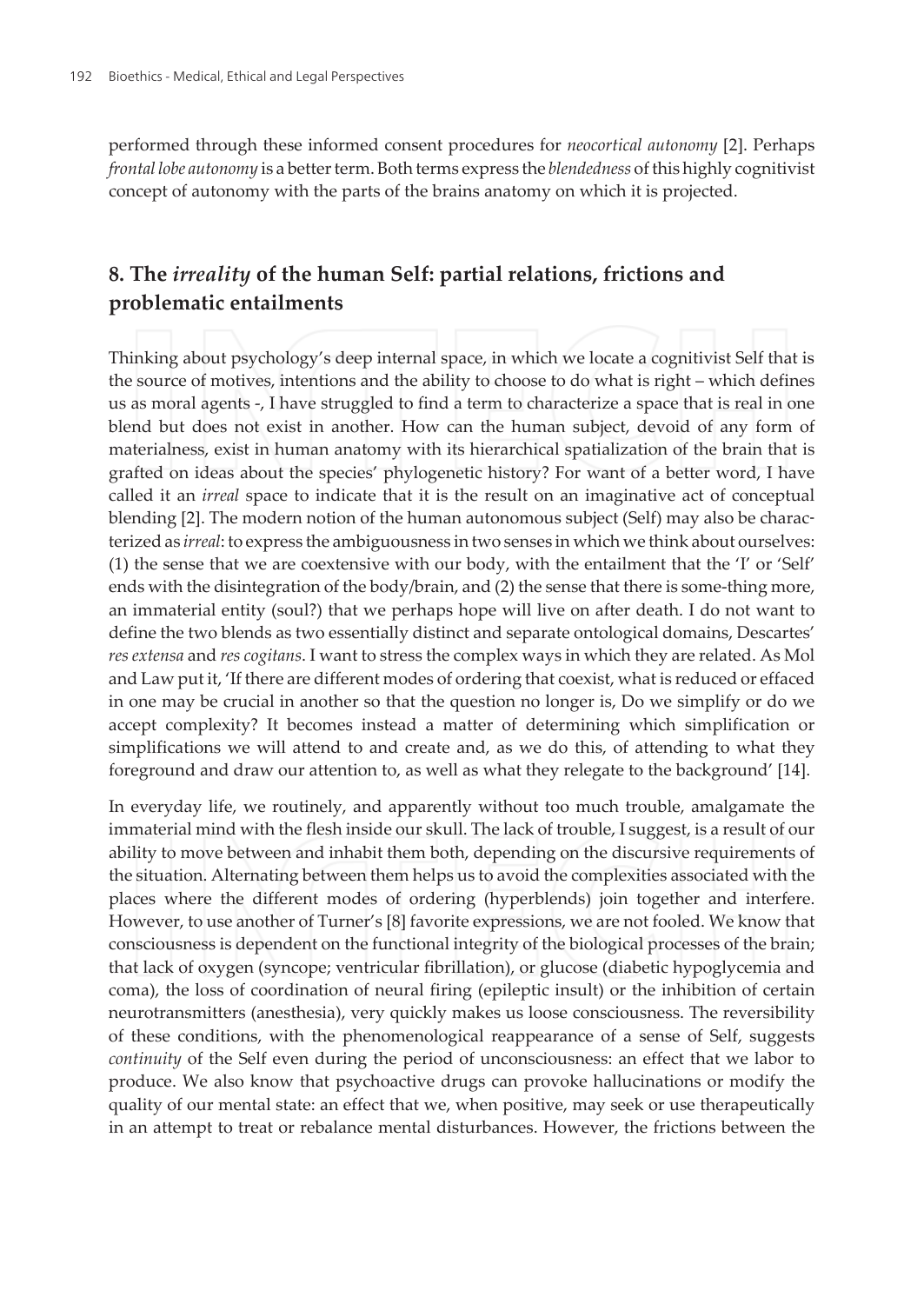performed through these informed consent procedures for *neocortical autonomy* [2]. Perhaps *frontal lobe autonomy* is a better term. Both terms express the *blendedness* of this highly cognitivist concept of autonomy with the parts of the brains anatomy on which it is projected.

## 8. The *irreality* of the human Self: partial relations, frictions and problematic entailments

Thinking about psychology's deep internal space, in which we locate a cognitivist Self that is the source of motives, intentions and the ability to choose to do what is right – which defines us as moral agents -, I have struggled to find a term to characterize a space that is real in one blend but does not exist in another. How can the human subject, devoid of any form of materialness, exist in human anatomy with its hierarchical spatialization of the brain that is grafted on ideas about the species' phylogenetic history? For want of a better word, I have called it an *irreal* space to indicate that it is the result on an imaginative act of conceptual blending [2]. The modern notion of the human autonomous subject (Self) may also be characterized as *irreal*: to express the ambiguousness in two senses in which we think about ourselves: (1) the sense that we are coextensive with our body, with the entailment that the 'I' or 'Self' ends with the disintegration of the body/brain, and (2) the sense that there is some-thing more, an immaterial entity (soul?) that we perhaps hope will live on after death. I do not want to define the two blends as two essentially distinct and separate ontological domains, Descartes' *res extensa* and *res cogitans*. I want to stress the complex ways in which they are related. As Mol and Law put it, 'If there are different modes of ordering that coexist, what is reduced or effaced in one may be crucial in another so that the question no longer is, Do we simplify or do we accept complexity? It becomes instead a matter of determining which simplification or simplifications we will attend to and create and, as we do this, of attending to what they foreground and draw our attention to, as well as what they relegate to the background' [14].

In everyday life, we routinely, and apparently without too much trouble, amalgamate the immaterial mind with the flesh inside our skull. The lack of trouble, I suggest, is a result of our ability to move between and inhabit them both, depending on the discursive requirements of the situation. Alternating between them helps us to avoid the complexities associated with the places where the different modes of ordering (hyperblends) join together and interfere. However, to use another of Turner's [8] favorite expressions, we are not fooled. We know that consciousness is dependent on the functional integrity of the biological processes of the brain; that lack of oxygen (syncope; ventricular fibrillation), or glucose (diabetic hypoglycemia and coma), the loss of coordination of neural firing (epileptic insult) or the inhibition of certain neurotransmitters (anesthesia), very quickly makes us loose consciousness. The reversibility of these conditions, with the phenomenological reappearance of a sense of Self, suggests *continuity* of the Self even during the period of unconsciousness: an effect that we labor to produce. We also know that psychoactive drugs can provoke hallucinations or modify the quality of our mental state: an effect that we, when positive, may seek or use therapeutically in an attempt to treat or rebalance mental disturbances. However, the frictions between the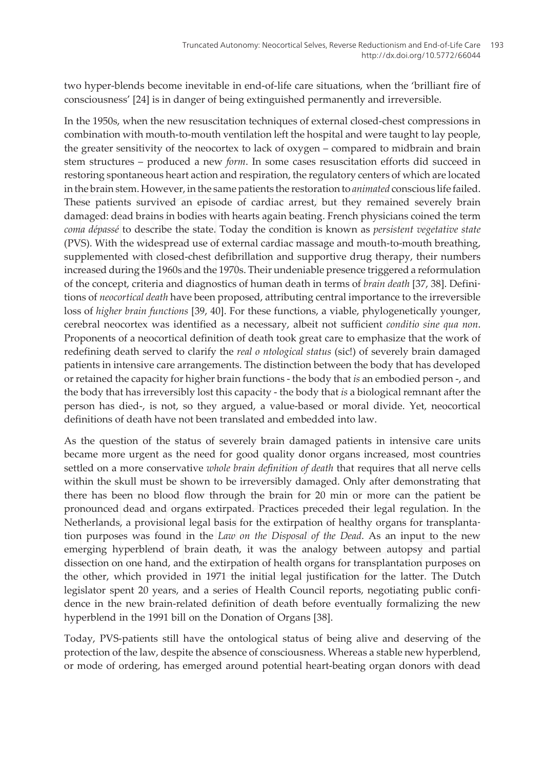two hyper-blends become inevitable in end-of-life care situations, when the 'brilliant fire of consciousness' [24] is in danger of being extinguished permanently and irreversible.

In the 1950s, when the new resuscitation techniques of external closed-chest compressions in combination with mouth-to-mouth ventilation left the hospital and were taught to lay people, the greater sensitivity of the neocortex to lack of oxygen – compared to midbrain and brain stem structures – produced a new *form*. In some cases resuscitation efforts did succeed in restoring spontaneous heart action and respiration, the regulatory centers of which are located in the brain stem. However, in the same patients the restoration to *animated* conscious life failed. These patients survived an episode of cardiac arrest, but they remained severely brain damaged: dead brains in bodies with hearts again beating. French physicians coined the term *coma dépassé* to describe the state. Today the condition is known as *persistent vegetative state* (PVS). With the widespread use of external cardiac massage and mouth-to-mouth breathing, supplemented with closed-chest defibrillation and supportive drug therapy, their numbers increased during the 1960s and the 1970s. Their undeniable presence triggered a reformulation of the concept, criteria and diagnostics of human death in terms of *brain death* [37, 38]. Definitions of *neocortical death* have been proposed, attributing central importance to the irreversible loss of *higher brain functions* [39, 40]. For these functions, a viable, phylogenetically younger, cerebral neocortex was identified as a necessary, albeit not sufficient *conditio sine qua non*. Proponents of a neocortical definition of death took great care to emphasize that the work of redefining death served to clarify the *real o ntological status* (sic!) of severely brain damaged patients in intensive care arrangements. The distinction between the body that has developed or retained the capacity for higher brain functions - the body that *is* an embodied person -, and the body that has irreversibly lost this capacity - the body that *is* a biological remnant after the person has died-, is not, so they argued, a value-based or moral divide. Yet, neocortical definitions of death have not been translated and embedded into law.

As the question of the status of severely brain damaged patients in intensive care units became more urgent as the need for good quality donor organs increased, most countries settled on a more conservative *whole brain definition of death* that requires that all nerve cells within the skull must be shown to be irreversibly damaged. Only after demonstrating that there has been no blood flow through the brain for 20 min or more can the patient be pronounced dead and organs extirpated. Practices preceded their legal regulation. In the Netherlands, a provisional legal basis for the extirpation of healthy organs for transplantation purposes was found in the *Law on the Disposal of the Dead*. As an input to the new emerging hyperblend of brain death, it was the analogy between autopsy and partial dissection on one hand, and the extirpation of health organs for transplantation purposes on the other, which provided in 1971 the initial legal justification for the latter. The Dutch legislator spent 20 years, and a series of Health Council reports, negotiating public confidence in the new brain-related definition of death before eventually formalizing the new hyperblend in the 1991 bill on the Donation of Organs [38].

Today, PVS-patients still have the ontological status of being alive and deserving of the protection of the law, despite the absence of consciousness. Whereas a stable new hyperblend, or mode of ordering, has emerged around potential heart-beating organ donors with dead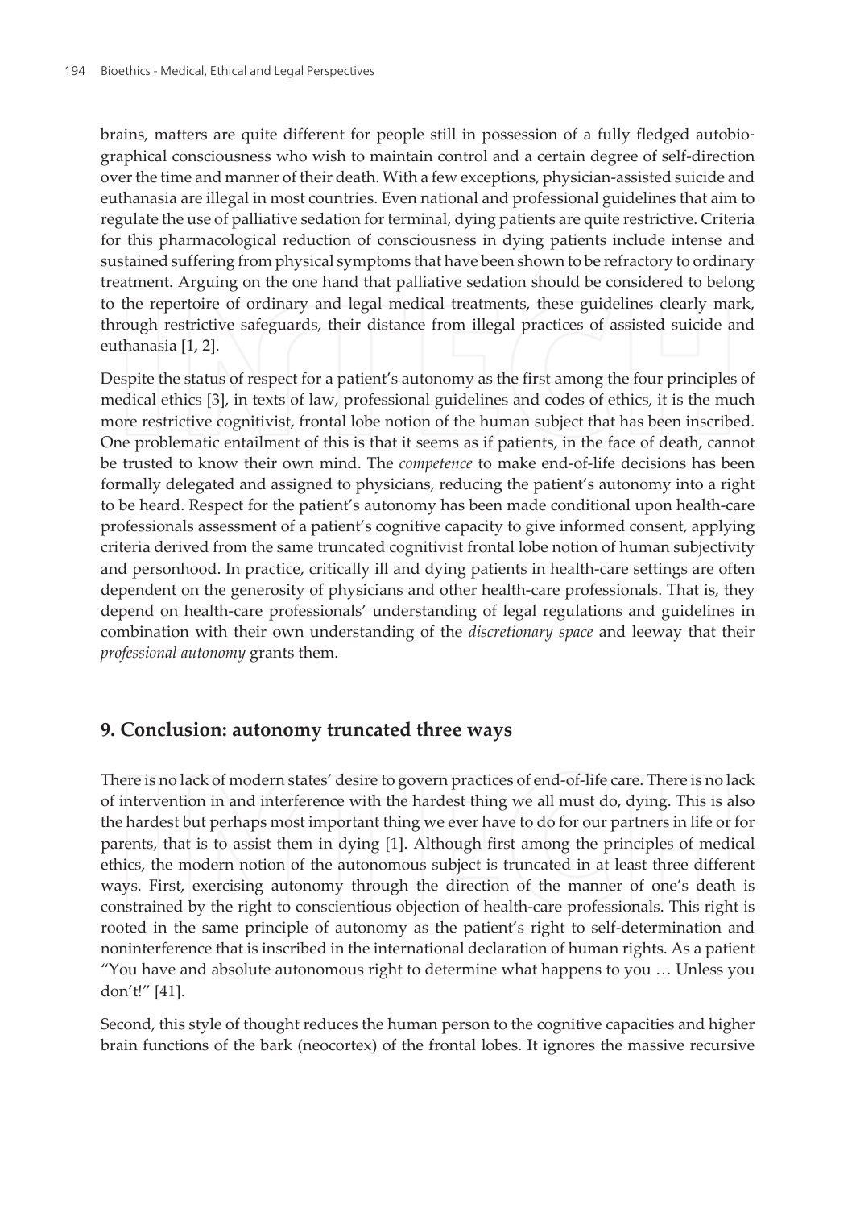brains, matters are quite different for people still in possession of a fully fledged autobiographical consciousness who wish to maintain control and a certain degree of self-direction over the time and manner of their death. With a few exceptions, physician-assisted suicide and euthanasia are illegal in most countries. Even national and professional guidelines that aim to regulate the use of palliative sedation for terminal, dying patients are quite restrictive. Criteria for this pharmacological reduction of consciousness in dying patients include intense and sustained suffering from physical symptoms that have been shown to be refractory to ordinary treatment. Arguing on the one hand that palliative sedation should be considered to belong to the repertoire of ordinary and legal medical treatments, these guidelines clearly mark, through restrictive safeguards, their distance from illegal practices of assisted suicide and euthanasia [1, 2].

Despite the status of respect for a patient's autonomy as the first among the four principles of medical ethics [3], in texts of law, professional guidelines and codes of ethics, it is the much more restrictive cognitivist, frontal lobe notion of the human subject that has been inscribed. One problematic entailment of this is that it seems as if patients, in the face of death, cannot be trusted to know their own mind. The *competence* to make end-of-life decisions has been formally delegated and assigned to physicians, reducing the patient's autonomy into a right to be heard. Respect for the patient's autonomy has been made conditional upon health-care professionals assessment of a patient's cognitive capacity to give informed consent, applying criteria derived from the same truncated cognitivist frontal lobe notion of human subjectivity and personhood. In practice, critically ill and dying patients in health-care settings are often dependent on the generosity of physicians and other health-care professionals. That is, they depend on health-care professionals' understanding of legal regulations and guidelines in combination with their own understanding of the *discretionary space* and leeway that their *professional autonomy* grants them.

## 9. Conclusion: autonomy truncated three ways

There is no lack of modern states' desire to govern practices of end-of-life care. There is no lack of intervention in and interference with the hardest thing we all must do, dying. This is also the hardest but perhaps most important thing we ever have to do for our partners in life or for parents, that is to assist them in dying [1]. Although first among the principles of medical ethics, the modern notion of the autonomous subject is truncated in at least three different ways. First, exercising autonomy through the direction of the manner of one's death is constrained by the right to conscientious objection of health-care professionals. This right is rooted in the same principle of autonomy as the patient's right to self-determination and noninterference that is inscribed in the international declaration of human rights. As a patient "You have and absolute autonomous right to determine what happens to you … Unless you don't!" [41].

Second, this style of thought reduces the human person to the cognitive capacities and higher brain functions of the bark (neocortex) of the frontal lobes. It ignores the massive recursive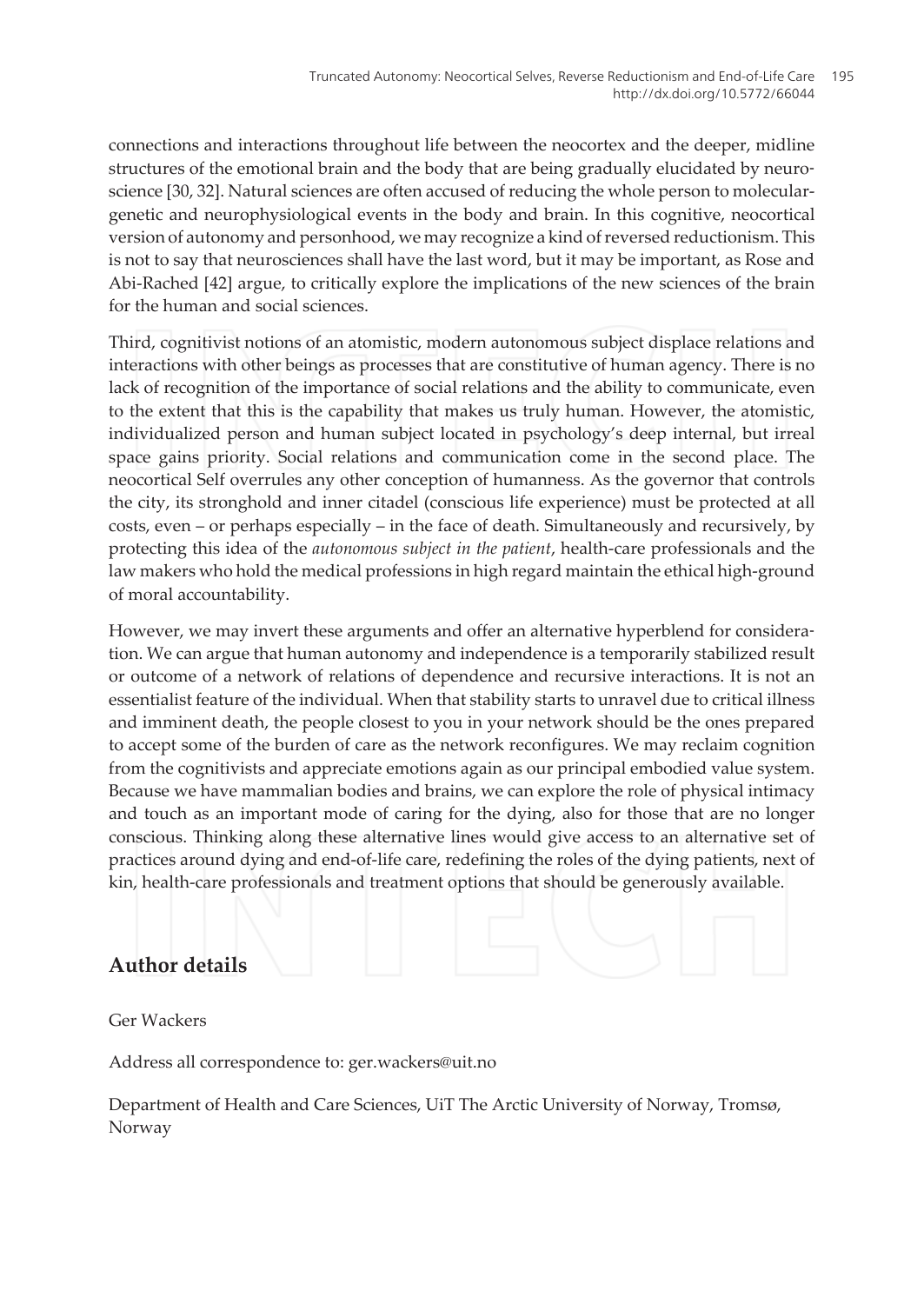connections and interactions throughout life between the neocortex and the deeper, midline structures of the emotional brain and the body that are being gradually elucidated by neuroscience [30, 32]. Natural sciences are often accused of reducing the whole person to molecular-genetic and neurophysiological events in the body and brain. In this cognitive, neocortical version of autonomy and personhood, we may recognize a kind of reversed reductionism. This is not to say that neurosciences shall have the last word, but it may be important, as Rose and Abi-Rached [42] argue, to critically explore the implications of the new sciences of the brain for the human and social sciences.

Third, cognitivist notions of an atomistic, modern autonomous subject displace relations and interactions with other beings as processes that are constitutive of human agency. There is no lack of recognition of the importance of social relations and the ability to communicate, even to the extent that this is the capability that makes us truly human. However, the atomistic, individualized person and human subject located in psychology's deep internal, but irreal space gains priority. Social relations and communication come in the second place. The neocortical Self overrules any other conception of humanness. As the governor that controls the city, its stronghold and inner citadel (conscious life experience) must be protected at all costs, even – or perhaps especially – in the face of death. Simultaneously and recursively, by protecting this idea of the *autonomous subject in the patient*, health-care professionals and the law makers who hold the medical professions in high regard maintain the ethical high-ground of moral accountability.

However, we may invert these arguments and offer an alternative hyperblend for consideration. We can argue that human autonomy and independence is a temporarily stabilized result or outcome of a network of relations of dependence and recursive interactions. It is not an essentialist feature of the individual. When that stability starts to unravel due to critical illness and imminent death, the people closest to you in your network should be the ones prepared to accept some of the burden of care as the network reconfigures. We may reclaim cognition from the cognitivists and appreciate emotions again as our principal embodied value system. Because we have mammalian bodies and brains, we can explore the role of physical intimacy and touch as an important mode of caring for the dying, also for those that are no longer conscious. Thinking along these alternative lines would give access to an alternative set of practices around dying and end-of-life care, redefining the roles of the dying patients, next of kin, health-care professionals and treatment options that should be generously available.

## Author details

Ger Wackers

Address all correspondence to: ger.wackers@uit.no

Department of Health and Care Sciences, UiT The Arctic University of Norway, Tromsø, Norway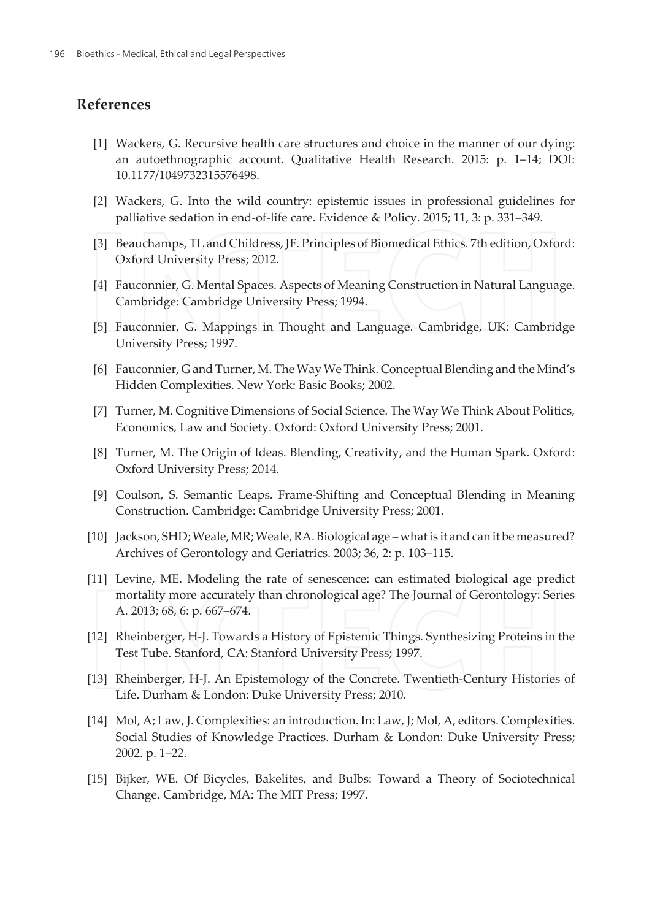## References

[1] Wackers, G. Recursive health care structures and choice in the manner of our dying: an autoethnographic account. Qualitative Health Research. 2015: p. 1–14; DOI: 10.1177/1049732315576498.

[2] Wackers, G. Into the wild country: epistemic issues in professional guidelines for palliative sedation in end-of-life care. Evidence & Policy. 2015; 11, 3: p. 331–349.

[3] Beauchamps, TL and Childress, JF. Principles of Biomedical Ethics. 7th edition, Oxford: Oxford University Press; 2012.

[4] Fauconnier, G. Mental Spaces. Aspects of Meaning Construction in Natural Language. Cambridge: Cambridge University Press; 1994.

[5] Fauconnier, G. Mappings in Thought and Language. Cambridge, UK: Cambridge University Press; 1997.

[6] Fauconnier, G and Turner, M. The Way We Think. Conceptual Blending and the Mind's Hidden Complexities. New York: Basic Books; 2002.

[7] Turner, M. Cognitive Dimensions of Social Science. The Way We Think About Politics, Economics, Law and Society. Oxford: Oxford University Press; 2001.

[8] Turner, M. The Origin of Ideas. Blending, Creativity, and the Human Spark. Oxford: Oxford University Press; 2014.

[9] Coulson, S. Semantic Leaps. Frame-Shifting and Conceptual Blending in Meaning Construction. Cambridge: Cambridge University Press; 2001.

[10] Jackson, SHD; Weale, MR; Weale, RA. Biological age – what is it and can it be measured? Archives of Gerontology and Geriatrics. 2003; 36, 2: p. 103–115.

[11] Levine, ME. Modeling the rate of senescence: can estimated biological age predict mortality more accurately than chronological age? The Journal of Gerontology: Series A. 2013; 68, 6: p. 667–674.

[12] Rheinberger, H-J. Towards a History of Epistemic Things. Synthesizing Proteins in the Test Tube. Stanford, CA: Stanford University Press; 1997.

[13] Rheinberger, H-J. An Epistemology of the Concrete. Twentieth-Century Histories of Life. Durham & London: Duke University Press; 2010.

[14] Mol, A; Law, J. Complexities: an introduction. In: Law, J; Mol, A, editors. Complexities. Social Studies of Knowledge Practices. Durham & London: Duke University Press; 2002. p. 1–22.

[15] Bijker, WE. Of Bicycles, Bakelites, and Bulbs: Toward a Theory of Sociotechnical Change. Cambridge, MA: The MIT Press; 1997.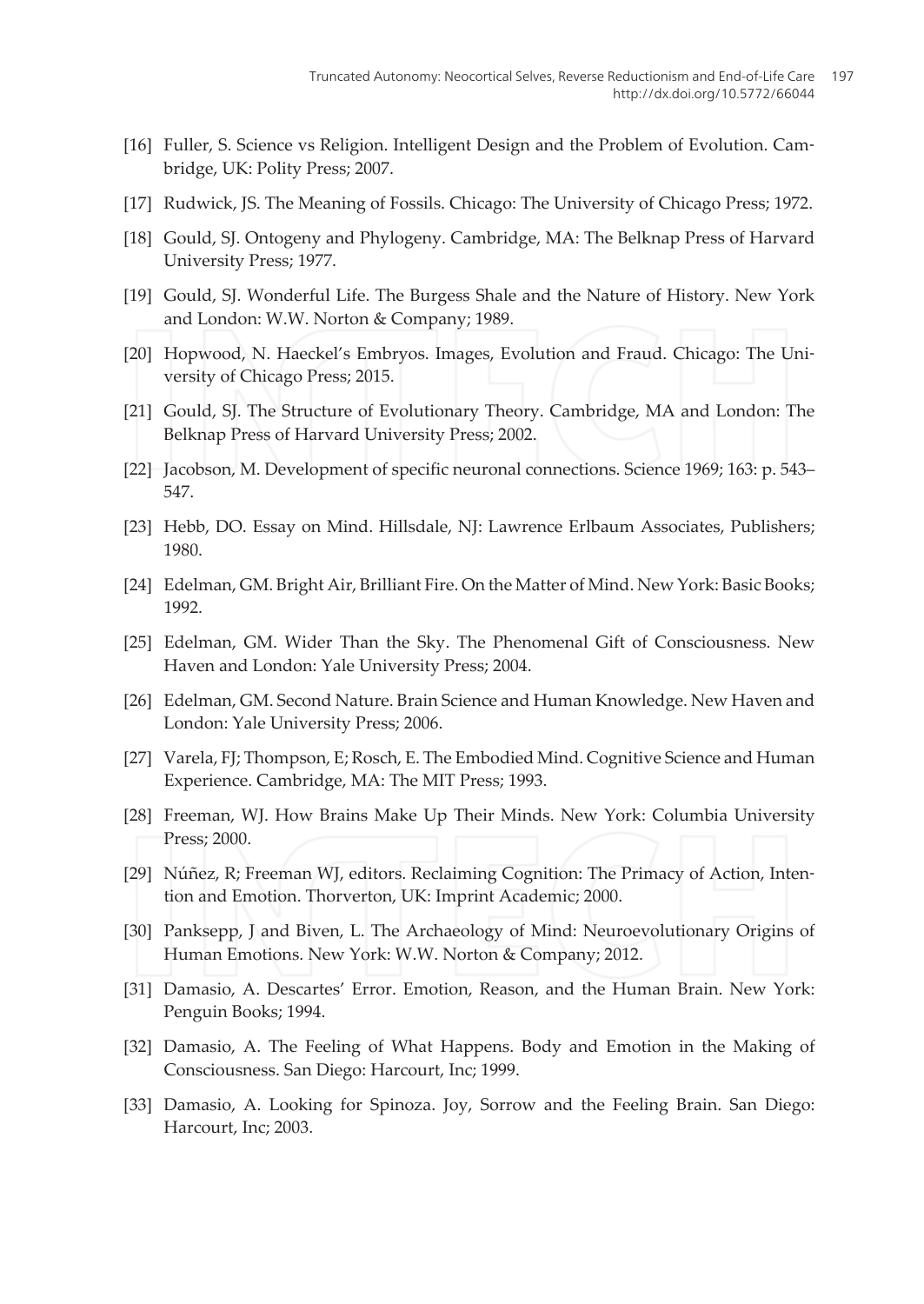[16] Fuller, S. Science vs Religion. Intelligent Design and the Problem of Evolution. Cambridge, UK: Polity Press; 2007.

[17] Rudwick, JS. The Meaning of Fossils. Chicago: The University of Chicago Press; 1972.

[18] Gould, SJ. Ontogeny and Phylogeny. Cambridge, MA: The Belknap Press of Harvard University Press; 1977.

[19] Gould, SJ. Wonderful Life. The Burgess Shale and the Nature of History. New York and London: W.W. Norton & Company; 1989.

[20] Hopwood, N. Haeckel's Embryos. Images, Evolution and Fraud. Chicago: The University of Chicago Press; 2015.

[21] Gould, SJ. The Structure of Evolutionary Theory. Cambridge, MA and London: The Belknap Press of Harvard University Press; 2002.

[22] Jacobson, M. Development of specific neuronal connections. Science 1969; 163: p. 543–547.

[23] Hebb, DO. Essay on Mind. Hillsdale, NJ: Lawrence Erlbaum Associates, Publishers; 1980.

[24] Edelman, GM. Bright Air, Brilliant Fire. On the Matter of Mind. New York: Basic Books; 1992.

[25] Edelman, GM. Wider Than the Sky. The Phenomenal Gift of Consciousness. New Haven and London: Yale University Press; 2004.

[26] Edelman, GM. Second Nature. Brain Science and Human Knowledge. New Haven and London: Yale University Press; 2006.

[27] Varela, FJ; Thompson, E; Rosch, E. The Embodied Mind. Cognitive Science and Human Experience. Cambridge, MA: The MIT Press; 1993.

[28] Freeman, WJ. How Brains Make Up Their Minds. New York: Columbia University Press; 2000.

[29] Núñez, R; Freeman WJ, editors. Reclaiming Cognition: The Primacy of Action, Intention and Emotion. Thorverton, UK: Imprint Academic; 2000.

[30] Panksepp, J and Biven, L. The Archaeology of Mind: Neuroevolutionary Origins of Human Emotions. New York: W.W. Norton & Company; 2012.

[31] Damasio, A. Descartes' Error. Emotion, Reason, and the Human Brain. New York: Penguin Books; 1994.

[32] Damasio, A. The Feeling of What Happens. Body and Emotion in the Making of Consciousness. San Diego: Harcourt, Inc; 1999.

[33] Damasio, A. Looking for Spinoza. Joy, Sorrow and the Feeling Brain. San Diego: Harcourt, Inc; 2003.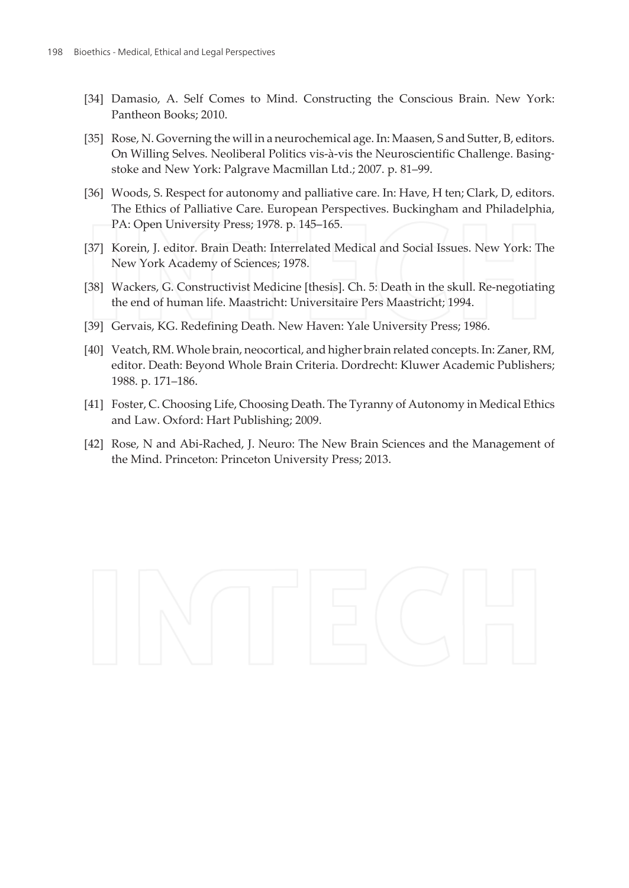[34] Damasio, A. Self Comes to Mind. Constructing the Conscious Brain. New York: Pantheon Books; 2010.

[35] Rose, N. Governing the will in a neurochemical age. In: Maasen, S and Sutter, B, editors. On Willing Selves. Neoliberal Politics vis-à-vis the Neuroscientific Challenge. Basingstoke and New York: Palgrave Macmillan Ltd.; 2007. p. 81–99.

[36] Woods, S. Respect for autonomy and palliative care. In: Have, H ten; Clark, D, editors. The Ethics of Palliative Care. European Perspectives. Buckingham and Philadelphia, PA: Open University Press; 1978. p. 145–165.

[37] Korein, J. editor. Brain Death: Interrelated Medical and Social Issues. New York: The New York Academy of Sciences; 1978.

[38] Wackers, G. Constructivist Medicine [thesis]. Ch. 5: Death in the skull. Re-negotiating the end of human life. Maastricht: Universitaire Pers Maastricht; 1994.

[39] Gervais, KG. Redefining Death. New Haven: Yale University Press; 1986.

[40] Veatch, RM. Whole brain, neocortical, and higher brain related concepts. In: Zaner, RM, editor. Death: Beyond Whole Brain Criteria. Dordrecht: Kluwer Academic Publishers; 1988. p. 171–186.

[41] Foster, C. Choosing Life, Choosing Death. The Tyranny of Autonomy in Medical Ethics and Law. Oxford: Hart Publishing; 2009.

[42] Rose, N and Abi-Rached, J. Neuro: The New Brain Sciences and the Management of the Mind. Princeton: Princeton University Press; 2013.